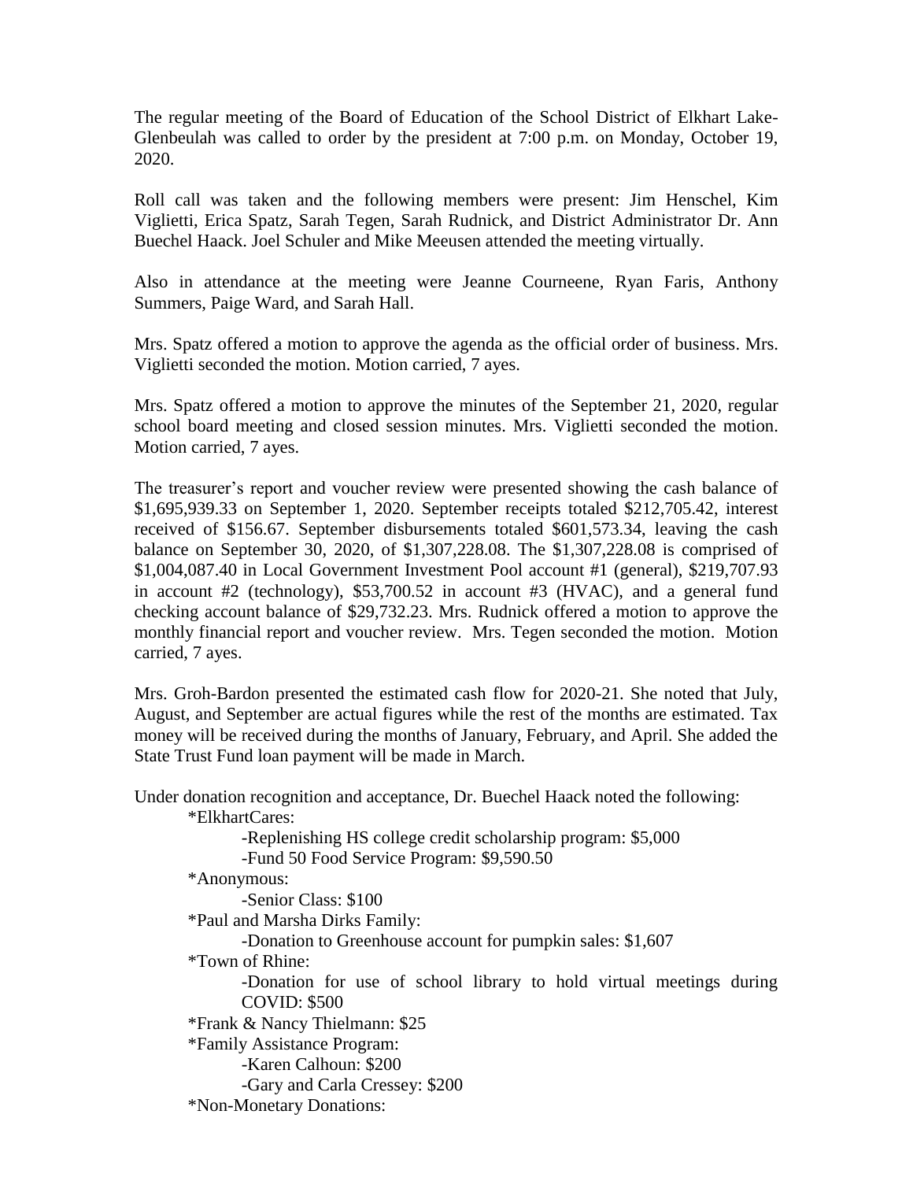The regular meeting of the Board of Education of the School District of Elkhart Lake-Glenbeulah was called to order by the president at 7:00 p.m. on Monday, October 19, 2020.

Roll call was taken and the following members were present: Jim Henschel, Kim Viglietti, Erica Spatz, Sarah Tegen, Sarah Rudnick, and District Administrator Dr. Ann Buechel Haack. Joel Schuler and Mike Meeusen attended the meeting virtually.

Also in attendance at the meeting were Jeanne Courneene, Ryan Faris, Anthony Summers, Paige Ward, and Sarah Hall.

Mrs. Spatz offered a motion to approve the agenda as the official order of business. Mrs. Viglietti seconded the motion. Motion carried, 7 ayes.

Mrs. Spatz offered a motion to approve the minutes of the September 21, 2020, regular school board meeting and closed session minutes. Mrs. Viglietti seconded the motion. Motion carried, 7 ayes.

The treasurer's report and voucher review were presented showing the cash balance of $1,695,939.33 on September 1, 2020. September receipts totaled $212,705.42, interest received of $156.67. September disbursements totaled $601,573.34, leaving the cash balance on September 30, 2020, of $1,307,228.08. The $1,307,228.08 is comprised of $1,004,087.40 in Local Government Investment Pool account #1 (general), $219,707.93 in account #2 (technology), $53,700.52 in account #3 (HVAC), and a general fund checking account balance of $29,732.23. Mrs. Rudnick offered a motion to approve the monthly financial report and voucher review. Mrs. Tegen seconded the motion. Motion carried, 7 ayes.

Mrs. Groh-Bardon presented the estimated cash flow for 2020-21. She noted that July, August, and September are actual figures while the rest of the months are estimated. Tax money will be received during the months of January, February, and April. She added the State Trust Fund loan payment will be made in March.

Under donation recognition and acceptance, Dr. Buechel Haack noted the following:

- *ElkhartCares:
  - -Replenishing HS college credit scholarship program: $5,000
  - -Fund 50 Food Service Program: $9,590.50
- *Anonymous:
  - -Senior Class: $100
- *Paul and Marsha Dirks Family:
  - -Donation to Greenhouse account for pumpkin sales: $1,607
- *Town of Rhine:
  - -Donation for use of school library to hold virtual meetings during COVID: $500
- *Frank & Nancy Thielmann: $25
- *Family Assistance Program:
  - -Karen Calhoun: $200
  - -Gary and Carla Cressey: $200
- *Non-Monetary Donations: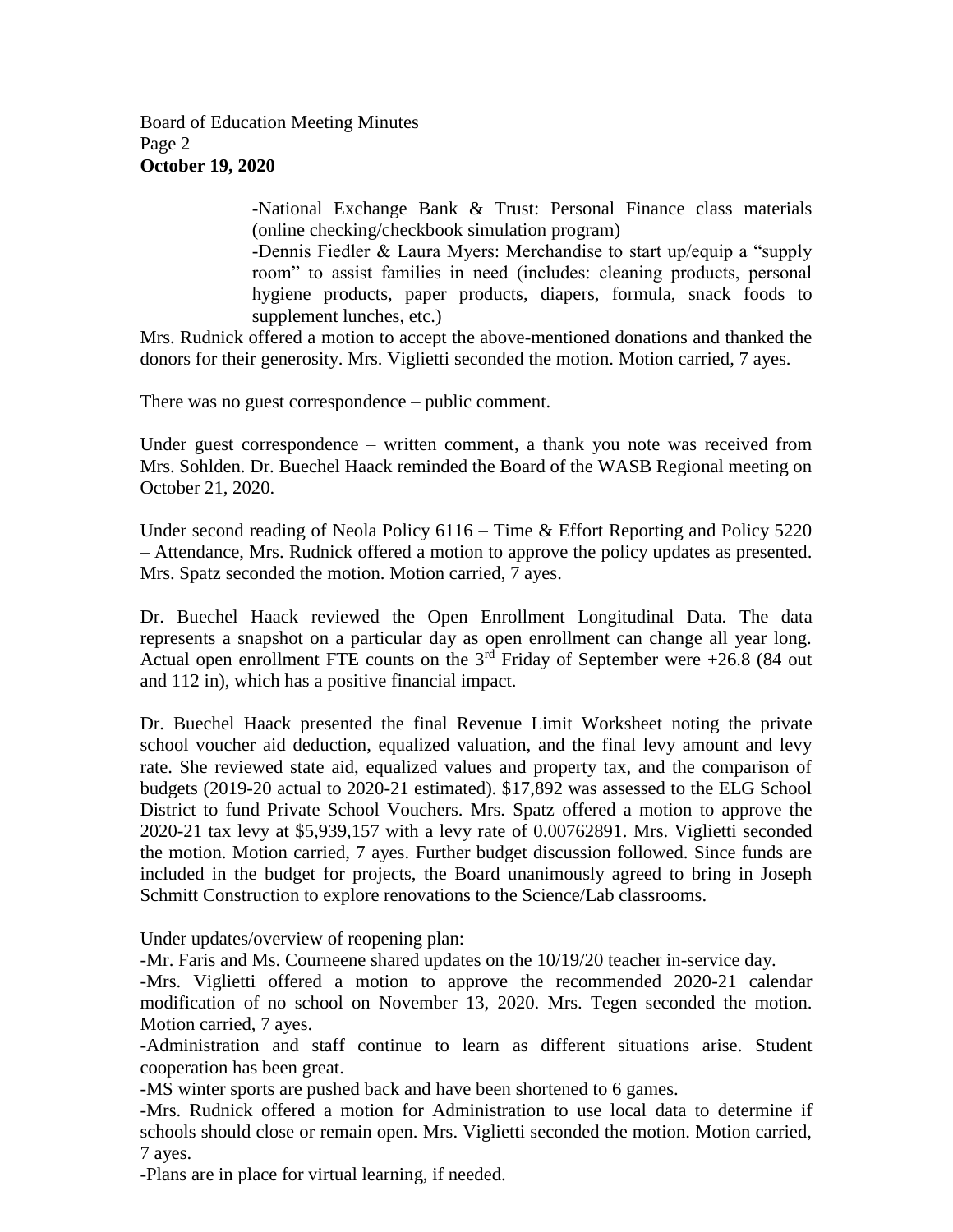-National Exchange Bank & Trust: Personal Finance class materials (online checking/checkbook simulation program)

-Dennis Fiedler & Laura Myers: Merchandise to start up/equip a "supply room" to assist families in need (includes: cleaning products, personal hygiene products, paper products, diapers, formula, snack foods to supplement lunches, etc.)

Mrs. Rudnick offered a motion to accept the above-mentioned donations and thanked the donors for their generosity. Mrs. Viglietti seconded the motion. Motion carried, 7 ayes.

There was no guest correspondence – public comment.

Under guest correspondence – written comment, a thank you note was received from Mrs. Sohlden. Dr. Buechel Haack reminded the Board of the WASB Regional meeting on October 21, 2020.

Under second reading of Neola Policy 6116 – Time & Effort Reporting and Policy 5220 – Attendance, Mrs. Rudnick offered a motion to approve the policy updates as presented. Mrs. Spatz seconded the motion. Motion carried, 7 ayes.

Dr. Buechel Haack reviewed the Open Enrollment Longitudinal Data. The data represents a snapshot on a particular day as open enrollment can change all year long. Actual open enrollment FTE counts on the 3rd Friday of September were +26.8 (84 out and 112 in), which has a positive financial impact.

Dr. Buechel Haack presented the final Revenue Limit Worksheet noting the private school voucher aid deduction, equalized valuation, and the final levy amount and levy rate. She reviewed state aid, equalized values and property tax, and the comparison of budgets (2019-20 actual to 2020-21 estimated). $17,892 was assessed to the ELG School District to fund Private School Vouchers. Mrs. Spatz offered a motion to approve the 2020-21 tax levy at $5,939,157 with a levy rate of 0.00762891. Mrs. Viglietti seconded the motion. Motion carried, 7 ayes. Further budget discussion followed. Since funds are included in the budget for projects, the Board unanimously agreed to bring in Joseph Schmitt Construction to explore renovations to the Science/Lab classrooms.

Under updates/overview of reopening plan:

-Mr. Faris and Ms. Courneene shared updates on the 10/19/20 teacher in-service day.

-Mrs. Viglietti offered a motion to approve the recommended 2020-21 calendar modification of no school on November 13, 2020. Mrs. Tegen seconded the motion. Motion carried, 7 ayes.

-Administration and staff continue to learn as different situations arise. Student cooperation has been great.

-MS winter sports are pushed back and have been shortened to 6 games.

-Mrs. Rudnick offered a motion for Administration to use local data to determine if schools should close or remain open. Mrs. Viglietti seconded the motion. Motion carried, 7 ayes.

-Plans are in place for virtual learning, if needed.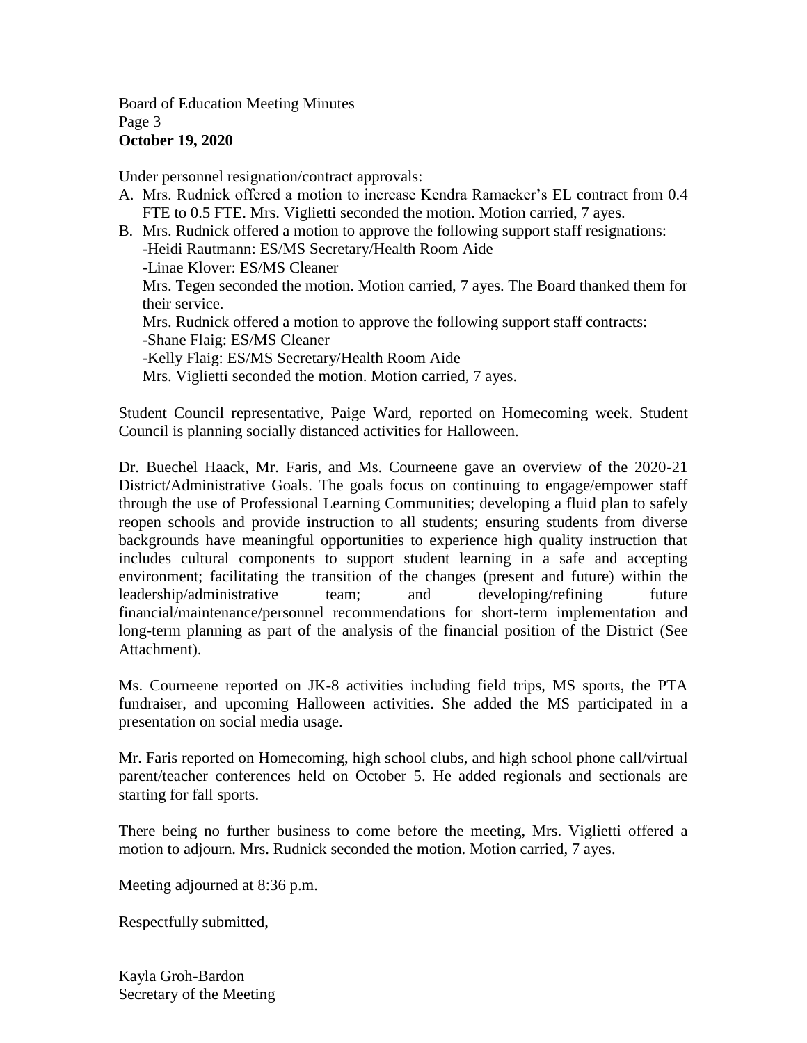Under personnel resignation/contract approvals:

A. Mrs. Rudnick offered a motion to increase Kendra Ramaeker's EL contract from 0.4 FTE to 0.5 FTE. Mrs. Viglietti seconded the motion. Motion carried, 7 ayes.
B. Mrs. Rudnick offered a motion to approve the following support staff resignations:
   - Heidi Rautmann: ES/MS Secretary/Health Room Aide
   - Linae Klover: ES/MS Cleaner

   Mrs. Tegen seconded the motion. Motion carried, 7 ayes. The Board thanked them for their service.

   Mrs. Rudnick offered a motion to approve the following support staff contracts:
   - Shane Flaig: ES/MS Cleaner
   - Kelly Flaig: ES/MS Secretary/Health Room Aide

   Mrs. Viglietti seconded the motion. Motion carried, 7 ayes.

Student Council representative, Paige Ward, reported on Homecoming week. Student Council is planning socially distanced activities for Halloween.

Dr. Buechel Haack, Mr. Faris, and Ms. Courneene gave an overview of the 2020-21 District/Administrative Goals. The goals focus on continuing to engage/empower staff through the use of Professional Learning Communities; developing a fluid plan to safely reopen schools and provide instruction to all students; ensuring students from diverse backgrounds have meaningful opportunities to experience high quality instruction that includes cultural components to support student learning in a safe and accepting environment; facilitating the transition of the changes (present and future) within the leadership/administrative team; and developing/refining future financial/maintenance/personnel recommendations for short-term implementation and long-term planning as part of the analysis of the financial position of the District (See Attachment).

Ms. Courneene reported on JK-8 activities including field trips, MS sports, the PTA fundraiser, and upcoming Halloween activities. She added the MS participated in a presentation on social media usage.

Mr. Faris reported on Homecoming, high school clubs, and high school phone call/virtual parent/teacher conferences held on October 5. He added regionals and sectionals are starting for fall sports.

There being no further business to come before the meeting, Mrs. Viglietti offered a motion to adjourn. Mrs. Rudnick seconded the motion. Motion carried, 7 ayes.

Meeting adjourned at 8:36 p.m.

Respectfully submitted,

Kayla Groh-Bardon
Secretary of the Meeting